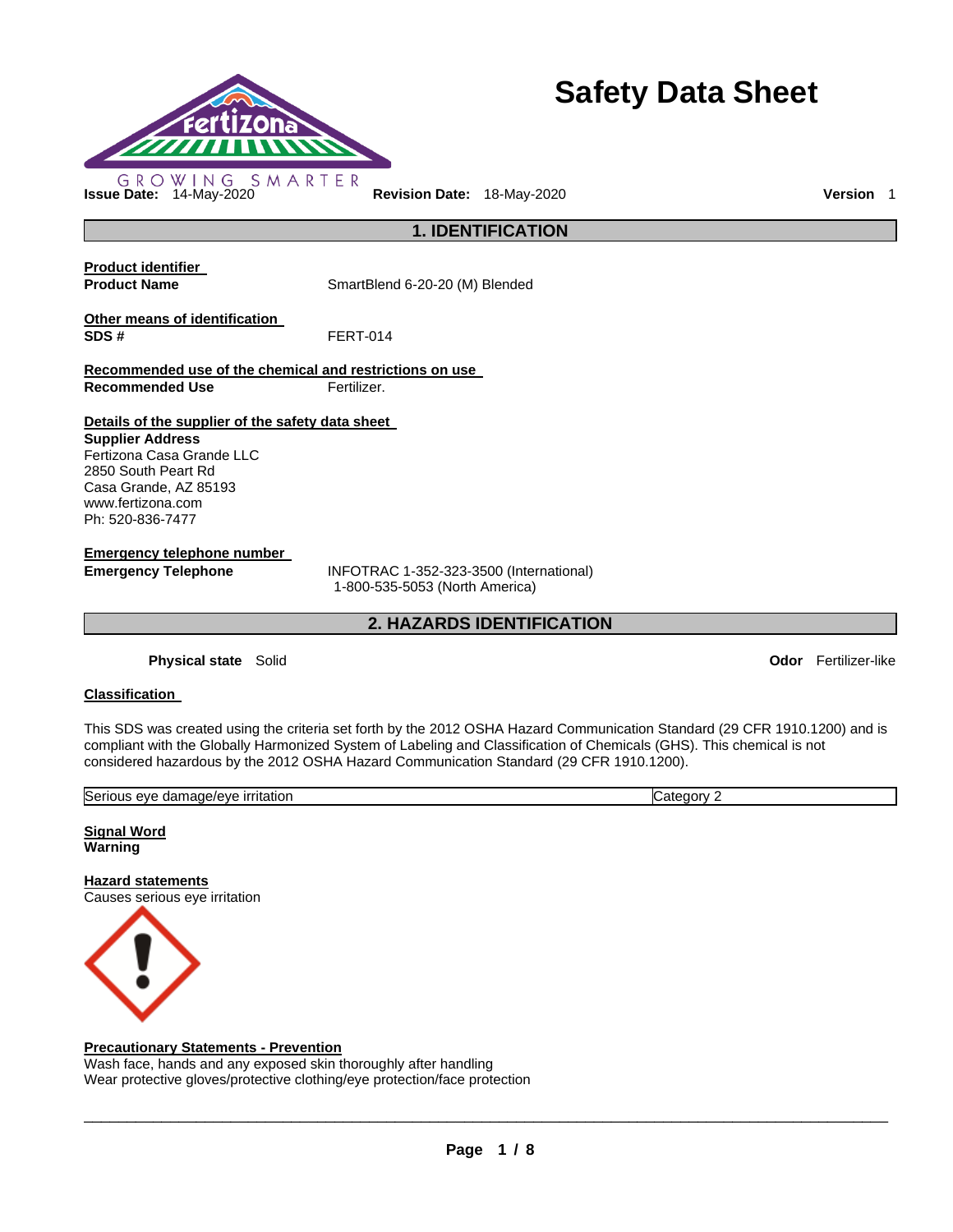# Safety Data Sheet

GROWING SMARTER

**Issue Date:** 14-May-2020 **Revision Date:** 18-May-2020 **Version** 1

## 1. IDENTIFICATION

**Product identifier**

**Product Name** SmartBlend 6-20-20 (M) Blended

**Other means of identification**

**SDS #** FERT-014

**Recommended use of the chemical and restrictions on use**

**Recommended Use** Fertilizer.

**Details of the supplier of the safety data sheet**

**Supplier Address**
Fertizona Casa Grande LLC
2850 South Peart Rd
Casa Grande, AZ 85193
www.fertizona.com
Ph: 520-836-7477

**Emergency telephone number**

**Emergency Telephone** INFOTRAC 1-352-323-3500 (International)
1-800-535-5053 (North America)

## 2. HAZARDS IDENTIFICATION

**Physical state** Solid **Odor** Fertilizer-like

**Classification**

This SDS was created using the criteria set forth by the 2012 OSHA Hazard Communication Standard (29 CFR 1910.1200) and is compliant with the Globally Harmonized System of Labeling and Classification of Chemicals (GHS). This chemical is not considered hazardous by the 2012 OSHA Hazard Communication Standard (29 CFR 1910.1200).

| Serious eye damage/eye irritation | Category 2 |
|---|---|

**Signal Word**
**Warning**

**Hazard statements**
Causes serious eye irritation

**Precautionary Statements - Prevention**
Wash face, hands and any exposed skin thoroughly after handling
Wear protective gloves/protective clothing/eye protection/face protection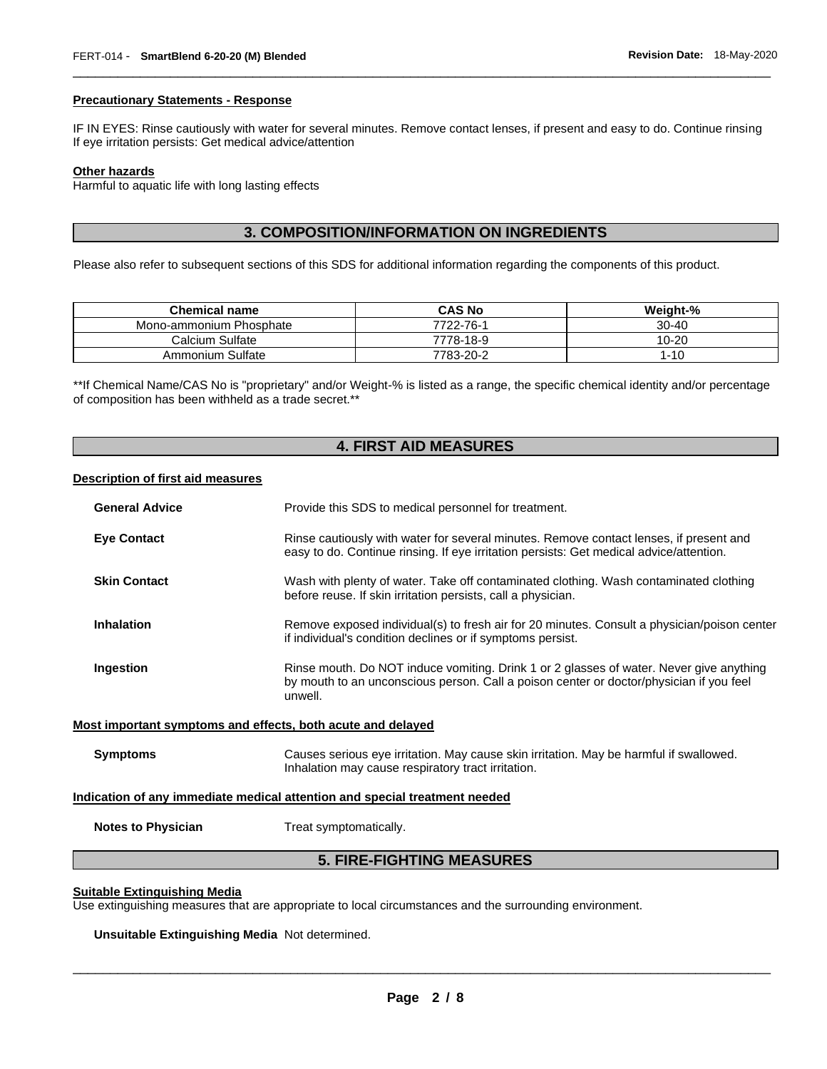#### Precautionary Statements - Response

IF IN EYES: Rinse cautiously with water for several minutes. Remove contact lenses, if present and easy to do. Continue rinsing
If eye irritation persists: Get medical advice/attention

#### Other hazards

Harmful to aquatic life with long lasting effects

## 3. COMPOSITION/INFORMATION ON INGREDIENTS

Please also refer to subsequent sections of this SDS for additional information regarding the components of this product.

| Chemical name | CAS No | Weight-% |
| --- | --- | --- |
| Mono-ammonium Phosphate | 7722-76-1 | 30-40 |
| Calcium Sulfate | 7778-18-9 | 10-20 |
| Ammonium Sulfate | 7783-20-2 | 1-10 |

**If Chemical Name/CAS No is "proprietary" and/or Weight-% is listed as a range, the specific chemical identity and/or percentage of composition has been withheld as a trade secret.**

## 4. FIRST AID MEASURES

#### Description of first aid measures

**General Advice** Provide this SDS to medical personnel for treatment.

**Eye Contact** Rinse cautiously with water for several minutes. Remove contact lenses, if present and easy to do. Continue rinsing. If eye irritation persists: Get medical advice/attention.

**Skin Contact** Wash with plenty of water. Take off contaminated clothing. Wash contaminated clothing before reuse. If skin irritation persists, call a physician.

**Inhalation** Remove exposed individual(s) to fresh air for 20 minutes. Consult a physician/poison center if individual's condition declines or if symptoms persist.

**Ingestion** Rinse mouth. Do NOT induce vomiting. Drink 1 or 2 glasses of water. Never give anything by mouth to an unconscious person. Call a poison center or doctor/physician if you feel unwell.

#### Most important symptoms and effects, both acute and delayed

**Symptoms** Causes serious eye irritation. May cause skin irritation. May be harmful if swallowed. Inhalation may cause respiratory tract irritation.

#### Indication of any immediate medical attention and special treatment needed

**Notes to Physician** Treat symptomatically.

## 5. FIRE-FIGHTING MEASURES

#### Suitable Extinguishing Media

Use extinguishing measures that are appropriate to local circumstances and the surrounding environment.

**Unsuitable Extinguishing Media** Not determined.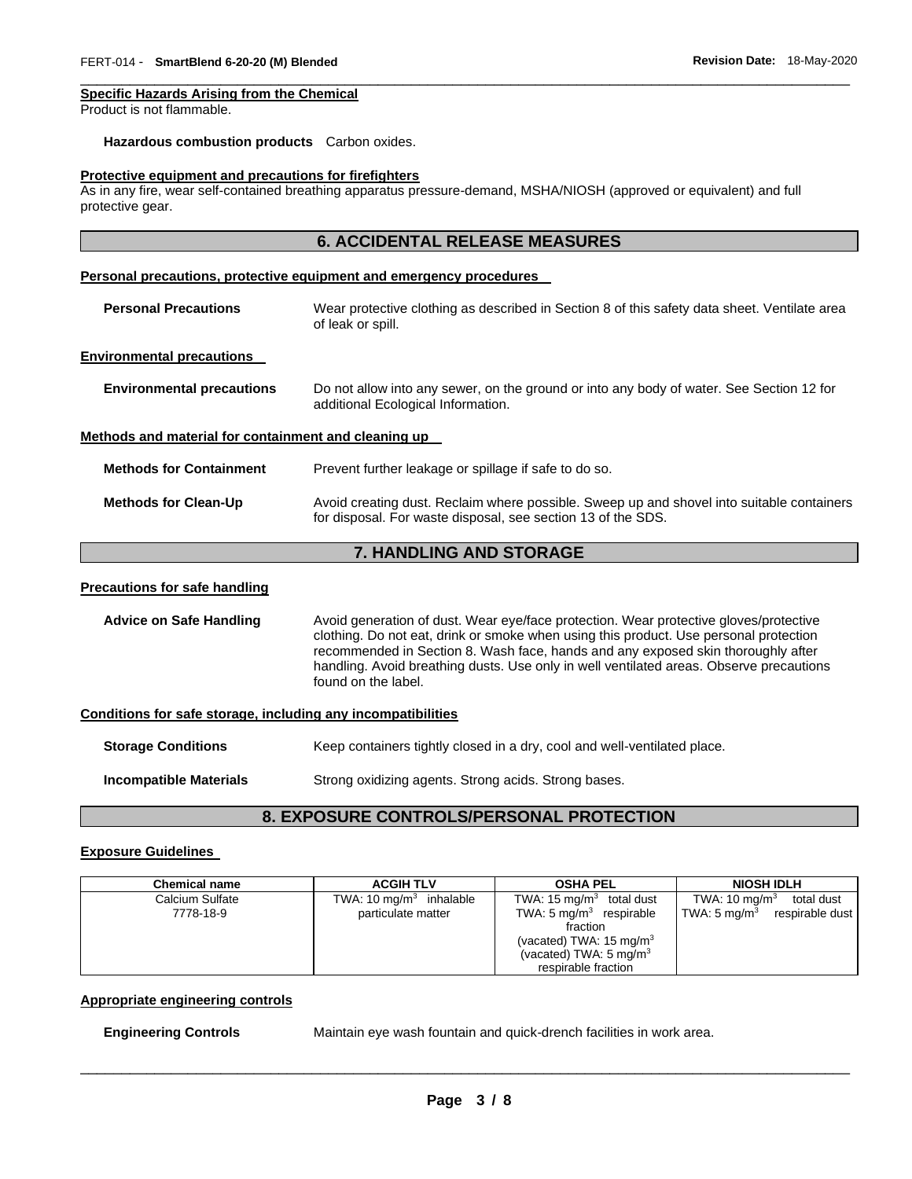**Specific Hazards Arising from the Chemical**

Product is not flammable.

**Hazardous combustion products** Carbon oxides.

**Protective equipment and precautions for firefighters**

As in any fire, wear self-contained breathing apparatus pressure-demand, MSHA/NIOSH (approved or equivalent) and full protective gear.

## 6. ACCIDENTAL RELEASE MEASURES

**Personal precautions, protective equipment and emergency procedures**

**Personal Precautions** Wear protective clothing as described in Section 8 of this safety data sheet. Ventilate area of leak or spill.

**Environmental precautions**

**Environmental precautions** Do not allow into any sewer, on the ground or into any body of water. See Section 12 for additional Ecological Information.

**Methods and material for containment and cleaning up**

**Methods for Containment** Prevent further leakage or spillage if safe to do so.

**Methods for Clean-Up** Avoid creating dust. Reclaim where possible. Sweep up and shovel into suitable containers for disposal. For waste disposal, see section 13 of the SDS.

## 7. HANDLING AND STORAGE

**Precautions for safe handling**

**Advice on Safe Handling** Avoid generation of dust. Wear eye/face protection. Wear protective gloves/protective clothing. Do not eat, drink or smoke when using this product. Use personal protection recommended in Section 8. Wash face, hands and any exposed skin thoroughly after handling. Avoid breathing dusts. Use only in well ventilated areas. Observe precautions found on the label.

**Conditions for safe storage, including any incompatibilities**

**Storage Conditions** Keep containers tightly closed in a dry, cool and well-ventilated place.

**Incompatible Materials** Strong oxidizing agents. Strong acids. Strong bases.

## 8. EXPOSURE CONTROLS/PERSONAL PROTECTION

**Exposure Guidelines**

| Chemical name | ACGIH TLV | OSHA PEL | NIOSH IDLH |
|---|---|---|---|
| Calcium Sulfate 7778-18-9 | TWA: 10 mg/m$^3$ inhalable particulate matter | TWA: 15 mg/m$^3$ total dust TWA: 5 mg/m$^3$ respirable fraction (vacated) TWA: 15 mg/m$^3$ (vacated) TWA: 5 mg/m$^3$ respirable fraction | TWA: 10 mg/m$^3$ total dust TWA: 5 mg/m$^3$ respirable dust |

**Appropriate engineering controls**

**Engineering Controls** Maintain eye wash fountain and quick-drench facilities in work area.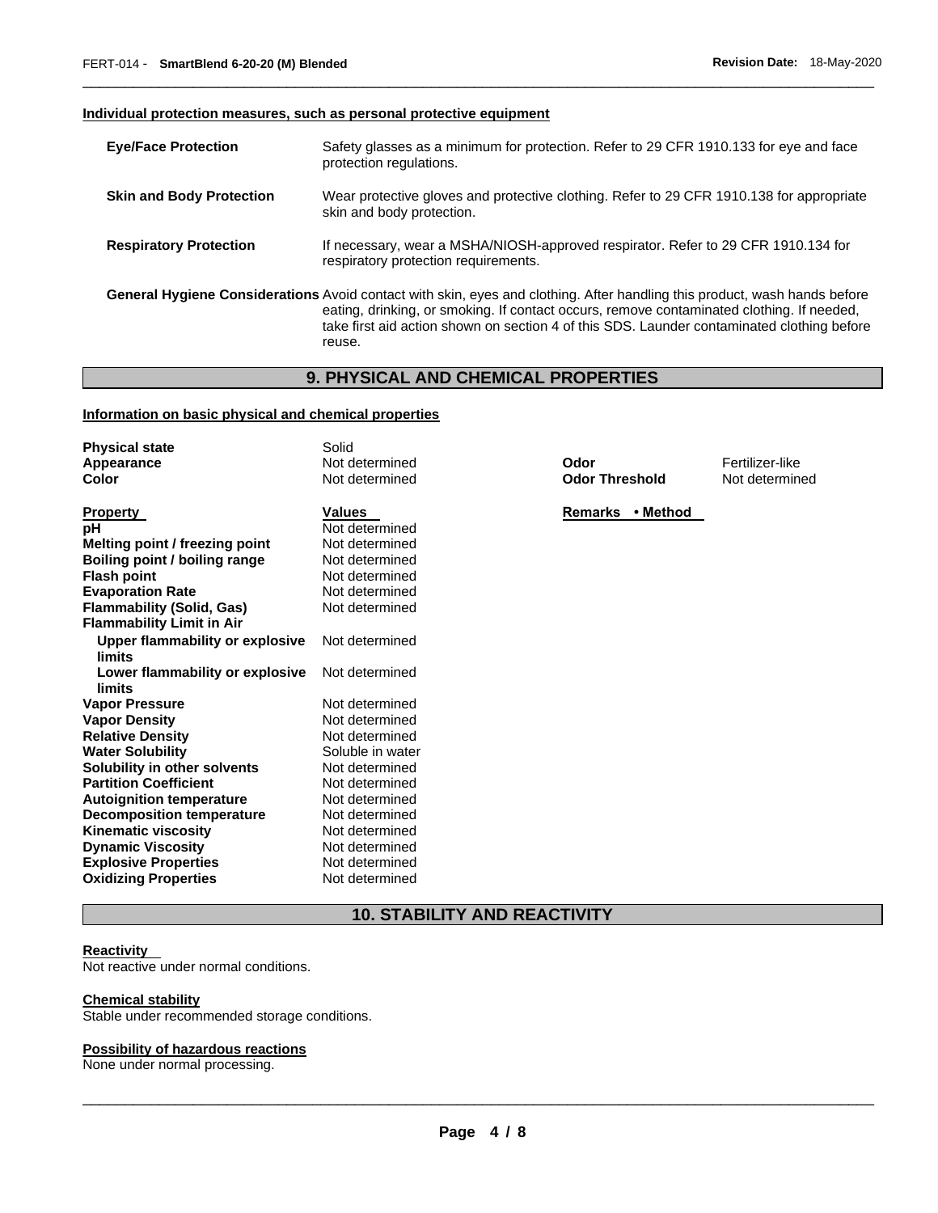#### Individual protection measures, such as personal protective equipment

| | |
|---|---|
| **Eye/Face Protection** | Safety glasses as a minimum for protection. Refer to 29 CFR 1910.133 for eye and face protection regulations. |
| **Skin and Body Protection** | Wear protective gloves and protective clothing. Refer to 29 CFR 1910.138 for appropriate skin and body protection. |
| **Respiratory Protection** | If necessary, wear a MSHA/NIOSH-approved respirator. Refer to 29 CFR 1910.134 for respiratory protection requirements. |
| **General Hygiene Considerations** | Avoid contact with skin, eyes and clothing. After handling this product, wash hands before eating, drinking, or smoking. If contact occurs, remove contaminated clothing. If needed, take first aid action shown on section 4 of this SDS. Launder contaminated clothing before reuse. |

## 9. PHYSICAL AND CHEMICAL PROPERTIES

#### Information on basic physical and chemical properties

| | | | |
|---|---|---|---|
| **Physical state** | Solid | | |
| **Appearance** | Not determined | **Odor** | Fertilizer-like |
| **Color** | Not determined | **Odor Threshold** | Not determined |

| **Property** | **Values** | **Remarks • Method** |
|---|---|---|
| **pH** | Not determined | |
| **Melting point / freezing point** | Not determined | |
| **Boiling point / boiling range** | Not determined | |
| **Flash point** | Not determined | |
| **Evaporation Rate** | Not determined | |
| **Flammability (Solid, Gas)** | Not determined | |
| **Flammability Limit in Air** | | |
| **Upper flammability or explosive limits** | Not determined | |
| **Lower flammability or explosive limits** | Not determined | |
| **Vapor Pressure** | Not determined | |
| **Vapor Density** | Not determined | |
| **Relative Density** | Not determined | |
| **Water Solubility** | Soluble in water | |
| **Solubility in other solvents** | Not determined | |
| **Partition Coefficient** | Not determined | |
| **Autoignition temperature** | Not determined | |
| **Decomposition temperature** | Not determined | |
| **Kinematic viscosity** | Not determined | |
| **Dynamic Viscosity** | Not determined | |
| **Explosive Properties** | Not determined | |
| **Oxidizing Properties** | Not determined | |

## 10. STABILITY AND REACTIVITY

#### Reactivity
Not reactive under normal conditions.

#### Chemical stability
Stable under recommended storage conditions.

#### Possibility of hazardous reactions
None under normal processing.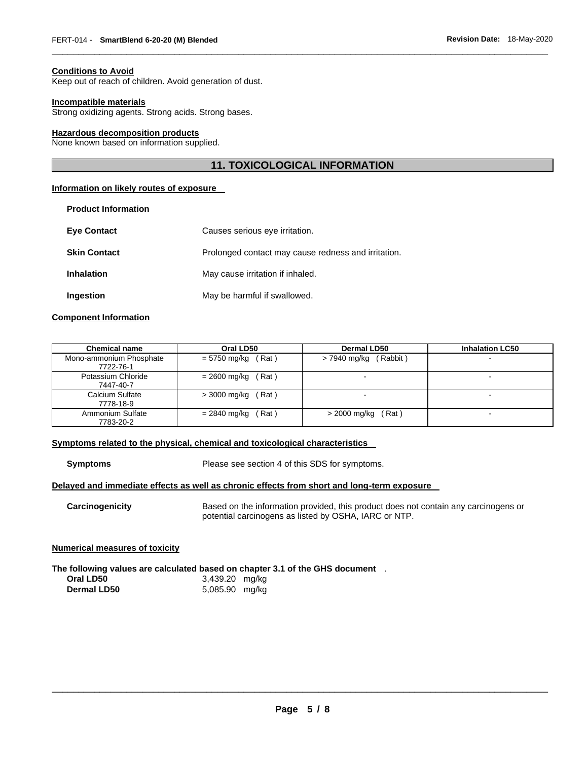#### Conditions to Avoid

Keep out of reach of children. Avoid generation of dust.

#### Incompatible materials

Strong oxidizing agents. Strong acids. Strong bases.

#### Hazardous decomposition products

None known based on information supplied.

## 11. TOXICOLOGICAL INFORMATION

#### Information on likely routes of exposure

**Product Information**

**Eye Contact** Causes serious eye irritation.

**Skin Contact** Prolonged contact may cause redness and irritation.

**Inhalation** May cause irritation if inhaled.

**Ingestion** May be harmful if swallowed.

#### Component Information

| Chemical name | Oral LD50 | Dermal LD50 | Inhalation LC50 |
|---|---|---|---|
| Mono-ammonium Phosphate 7722-76-1 | = 5750 mg/kg ( Rat ) | > 7940 mg/kg ( Rabbit ) | - |
| Potassium Chloride 7447-40-7 | = 2600 mg/kg ( Rat ) | - | - |
| Calcium Sulfate 7778-18-9 | > 3000 mg/kg ( Rat ) | - | - |
| Ammonium Sulfate 7783-20-2 | = 2840 mg/kg ( Rat ) | > 2000 mg/kg ( Rat ) | - |

#### Symptoms related to the physical, chemical and toxicological characteristics

**Symptoms** Please see section 4 of this SDS for symptoms.

#### Delayed and immediate effects as well as chronic effects from short and long-term exposure

**Carcinogenicity** Based on the information provided, this product does not contain any carcinogens or potential carcinogens as listed by OSHA, IARC or NTP.

#### Numerical measures of toxicity

**The following values are calculated based on chapter 3.1 of the GHS document** .

**Oral LD50** 3,439.20 mg/kg

**Dermal LD50** 5,085.90 mg/kg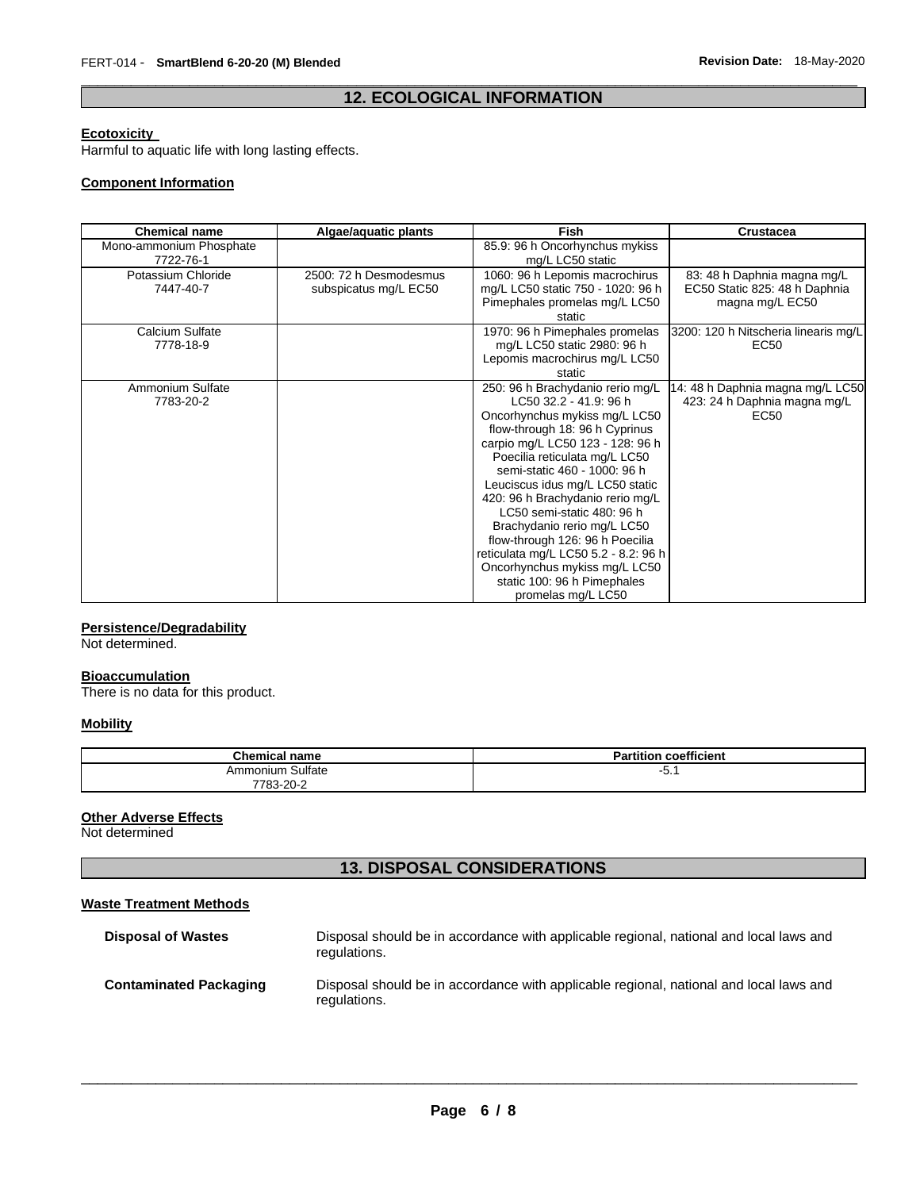## 12. ECOLOGICAL INFORMATION

**Ecotoxicity**

Harmful to aquatic life with long lasting effects.

**Component Information**

| Chemical name | Algae/aquatic plants | Fish | Crustacea |
|---|---|---|---|
| Mono-ammonium Phosphate 7722-76-1 | | 85.9: 96 h Oncorhynchus mykiss mg/L LC50 static | |
| Potassium Chloride 7447-40-7 | 2500: 72 h Desmodesmus subspicatus mg/L EC50 | 1060: 96 h Lepomis macrochirus mg/L LC50 static 750 - 1020: 96 h Pimephales promelas mg/L LC50 static | 83: 48 h Daphnia magna mg/L EC50 Static 825: 48 h Daphnia magna mg/L EC50 |
| Calcium Sulfate 7778-18-9 | | 1970: 96 h Pimephales promelas mg/L LC50 static 2980: 96 h Lepomis macrochirus mg/L LC50 static | 3200: 120 h Nitscheria linearis mg/L EC50 |
| Ammonium Sulfate 7783-20-2 | | 250: 96 h Brachydanio rerio mg/L LC50 32.2 - 41.9: 96 h Oncorhynchus mykiss mg/L LC50 flow-through 18: 96 h Cyprinus carpio mg/L LC50 123 - 128: 96 h Poecilia reticulata mg/L LC50 semi-static 460 - 1000: 96 h Leuciscus idus mg/L LC50 static 420: 96 h Brachydanio rerio mg/L LC50 semi-static 480: 96 h Brachydanio rerio mg/L LC50 flow-through 126: 96 h Poecilia reticulata mg/L LC50 5.2 - 8.2: 96 h Oncorhynchus mykiss mg/L LC50 static 100: 96 h Pimephales promelas mg/L LC50 | 14: 48 h Daphnia magna mg/L LC50 423: 24 h Daphnia magna mg/L EC50 |

**Persistence/Degradability**

Not determined.

**Bioaccumulation**

There is no data for this product.

**Mobility**

| Chemical name | Partition coefficient |
|---|---|
| Ammonium Sulfate 7783-20-2 | -5.1 |

**Other Adverse Effects**

Not determined

## 13. DISPOSAL CONSIDERATIONS

**Waste Treatment Methods**

**Disposal of Wastes** Disposal should be in accordance with applicable regional, national and local laws and regulations.

**Contaminated Packaging** Disposal should be in accordance with applicable regional, national and local laws and regulations.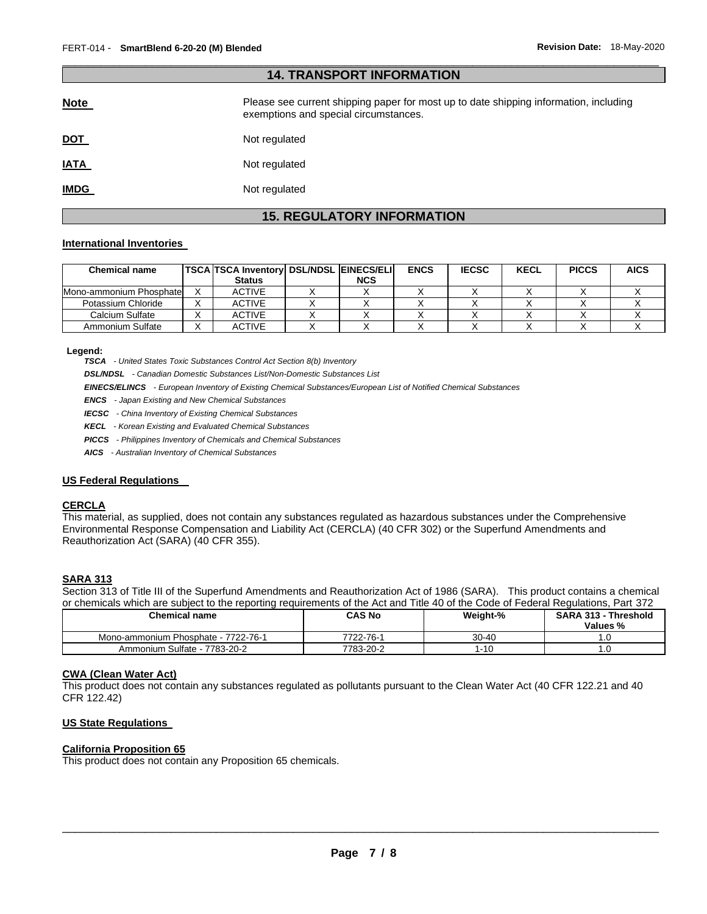## 14. TRANSPORT INFORMATION

**Note** Please see current shipping paper for most up to date shipping information, including exemptions and special circumstances.

**DOT** Not regulated

**IATA** Not regulated

**IMDG** Not regulated

## 15. REGULATORY INFORMATION

### International Inventories

| Chemical name | TSCA | TSCA Inventory Status | DSL/NDSL | EINECS/ELINCS | ENCS | IECSC | KECL | PICCS | AICS |
|---|---|---|---|---|---|---|---|---|---|
| Mono-ammonium Phosphate | X | ACTIVE | X | X | X | X | X | X | X |
| Potassium Chloride | X | ACTIVE | X | X | X | X | X | X | X |
| Calcium Sulfate | X | ACTIVE | X | X | X | X | X | X | X |
| Ammonium Sulfate | X | ACTIVE | X | X | X | X | X | X | X |

**Legend:**

***TSCA*** *- United States Toxic Substances Control Act Section 8(b) Inventory*

***DSL/NDSL*** *- Canadian Domestic Substances List/Non-Domestic Substances List*

***EINECS/ELINCS*** *- European Inventory of Existing Chemical Substances/European List of Notified Chemical Substances*

***ENCS*** *- Japan Existing and New Chemical Substances*

***IECSC*** *- China Inventory of Existing Chemical Substances*

***KECL*** *- Korean Existing and Evaluated Chemical Substances*

***PICCS*** *- Philippines Inventory of Chemicals and Chemical Substances*

***AICS*** *- Australian Inventory of Chemical Substances*

### US Federal Regulations

#### CERCLA

This material, as supplied, does not contain any substances regulated as hazardous substances under the Comprehensive Environmental Response Compensation and Liability Act (CERCLA) (40 CFR 302) or the Superfund Amendments and Reauthorization Act (SARA) (40 CFR 355).

#### SARA 313

Section 313 of Title III of the Superfund Amendments and Reauthorization Act of 1986 (SARA). This product contains a chemical or chemicals which are subject to the reporting requirements of the Act and Title 40 of the Code of Federal Regulations, Part 372

| Chemical name | CAS No | Weight-% | SARA 313 - Threshold Values % |
|---|---|---|---|
| Mono-ammonium Phosphate - 7722-76-1 | 7722-76-1 | 30-40 | 1.0 |
| Ammonium Sulfate - 7783-20-2 | 7783-20-2 | 1-10 | 1.0 |

#### CWA (Clean Water Act)

This product does not contain any substances regulated as pollutants pursuant to the Clean Water Act (40 CFR 122.21 and 40 CFR 122.42)

### US State Regulations

#### California Proposition 65

This product does not contain any Proposition 65 chemicals.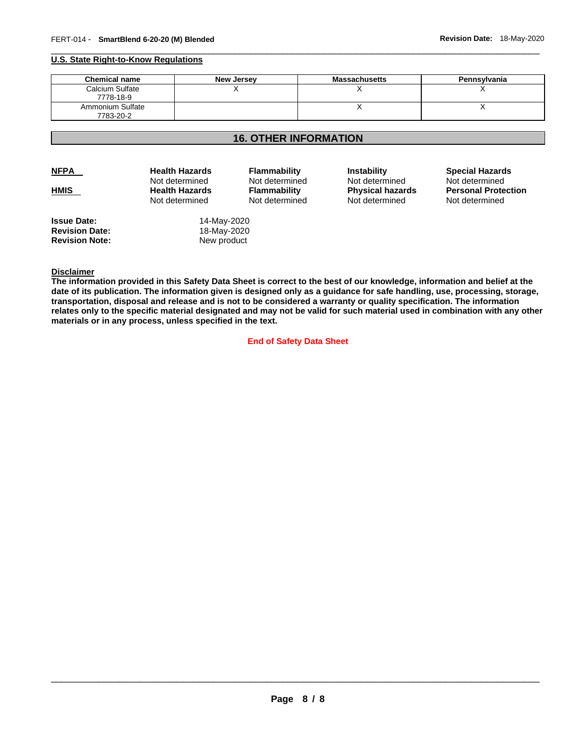**U.S. State Right-to-Know Regulations**

| Chemical name | New Jersey | Massachusetts | Pennsylvania |
|---|---|---|---|
| Calcium Sulfate 7778-18-9 | X | X | X |
| Ammonium Sulfate 7783-20-2 | | X | X |

## 16. OTHER INFORMATION

| | | | | |
|---|---|---|---|---|
| **NFPA** | **Health Hazards** Not determined | **Flammability** Not determined | **Instability** Not determined | **Special Hazards** Not determined |
| **HMIS** | **Health Hazards** Not determined | **Flammability** Not determined | **Physical hazards** Not determined | **Personal Protection** Not determined |

**Issue Date:** 14-May-2020
**Revision Date:** 18-May-2020
**Revision Note:** New product

**Disclaimer**

**The information provided in this Safety Data Sheet is correct to the best of our knowledge, information and belief at the date of its publication. The information given is designed only as a guidance for safe handling, use, processing, storage, transportation, disposal and release and is not to be considered a warranty or quality specification. The information relates only to the specific material designated and may not be valid for such material used in combination with any other materials or in any process, unless specified in the text.**

**End of Safety Data Sheet**